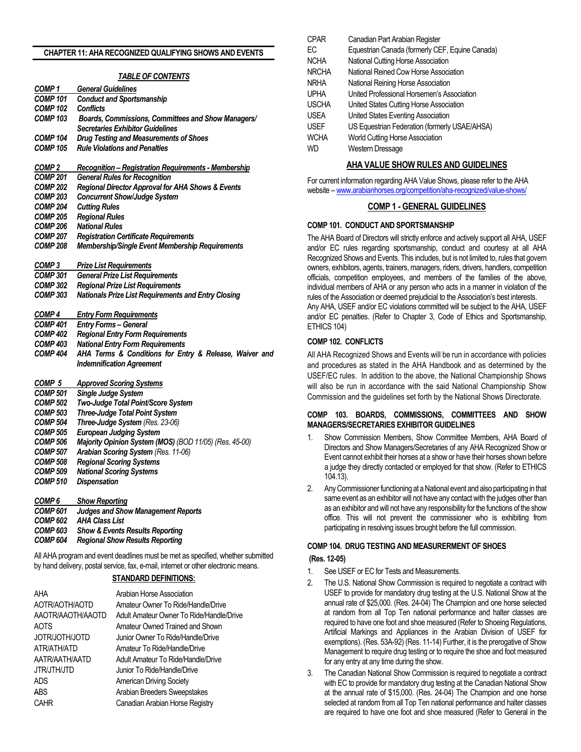## CHAPTER 11: AHA RECOGNIZED QUALIFYING SHOWS AND EVENTS

### *TABLE OF CONTENTS*

| | |
|---|---|
| ***COMP 1*** | ***General Guidelines*** |
| ***COMP 101*** | ***Conduct and Sportsmanship*** |
| ***COMP 102*** | ***Conflicts*** |
| ***COMP 103*** | ***Boards, Commissions, Committees and Show Managers/ Secretaries Exhibitor Guidelines*** |
| ***COMP 104*** | ***Drug Testing and Measurements of Shoes*** |
| ***COMP 105*** | ***Rule Violations and Penalties*** |
| ***COMP 2*** | ***Recognition – Registration Requirements - Membership*** |
| ***COMP 201*** | ***General Rules for Recognition*** |
| ***COMP 202*** | ***Regional Director Approval for AHA Shows & Events*** |
| ***COMP 203*** | ***Concurrent Show/Judge System*** |
| ***COMP 204*** | ***Cutting Rules*** |
| ***COMP 205*** | ***Regional Rules*** |
| ***COMP 206*** | ***National Rules*** |
| ***COMP 207*** | ***Registration Certificate Requirements*** |
| ***COMP 208*** | ***Membership/Single Event Membership Requirements*** |
| ***COMP 3*** | ***Prize List Requirements*** |
| ***COMP 301*** | ***General Prize List Requirements*** |
| ***COMP 302*** | ***Regional Prize List Requirements*** |
| ***COMP 303*** | ***Nationals Prize List Requirements and Entry Closing*** |
| ***COMP 4*** | ***Entry Form Requirements*** |
| ***COMP 401*** | ***Entry Forms – General*** |
| ***COMP 402*** | ***Regional Entry Form Requirements*** |
| ***COMP 403*** | ***National Entry Form Requirements*** |
| ***COMP 404*** | ***AHA Terms & Conditions for Entry & Release, Waiver and Indemnification Agreement*** |
| ***COMP 5*** | ***Approved Scoring Systems*** |
| ***COMP 501*** | ***Single Judge System*** |
| ***COMP 502*** | ***Two-Judge Total Point/Score System*** |
| ***COMP 503*** | ***Three-Judge Total Point System*** |
| ***COMP 504*** | ***Three-Judge System*** *(Res. 23-06)* |
| ***COMP 505*** | ***European Judging System*** |
| ***COMP 506*** | ***Majority Opinion System (MOS)*** *(BOD 11/05) (Res. 45-00)* |
| ***COMP 507*** | ***Arabian Scoring System*** *(Res. 11-06)* |
| ***COMP 508*** | ***Regional Scoring Systems*** |
| ***COMP 509*** | ***National Scoring Systems*** |
| ***COMP 510*** | ***Dispensation*** |
| ***COMP 6*** | ***Show Reporting*** |
| ***COMP 601*** | ***Judges and Show Management Reports*** |
| ***COMP 602*** | ***AHA Class List*** |
| ***COMP 603*** | ***Show & Events Results Reporting*** |
| ***COMP 604*** | ***Regional Show Results Reporting*** |

All AHA program and event deadlines must be met as specified, whether submitted by hand delivery, postal service, fax, e-mail, internet or other electronic means.

### STANDARD DEFINITIONS:

| | |
|---|---|
| AHA | Arabian Horse Association |
| AOTR/AOTH/AOTD | Amateur Owner To Ride/Handle/Drive |
| AAOTR/AAOTH/AAOTD | Adult Amateur Owner To Ride/Handle/Drive |
| AOTS | Amateur Owned Trained and Shown |
| JOTR/JOTH/JOTD | Junior Owner To Ride/Handle/Drive |
| ATR/ATH/ATD | Amateur To Ride/Handle/Drive |
| AATR/AATH/AATD | Adult Amateur To Ride/Handle/Drive |
| JTR/JTH/JTD | Junior To Ride/Handle/Drive |
| ADS | American Driving Society |
| ABS | Arabian Breeders Sweepstakes |
| CAHR | Canadian Arabian Horse Registry |
| CPAR | Canadian Part Arabian Register |
| EC | Equestrian Canada (formerly CEF, Equine Canada) |
| NCHA | National Cutting Horse Association |
| NRCHA | National Reined Cow Horse Association |
| NRHA | National Reining Horse Association |
| UPHA | United Professional Horsemen's Association |
| USCHA | United States Cutting Horse Association |
| USEA | United States Eventing Association |
| USEF | US Equestrian Federation (formerly USAE/AHSA) |
| WCHA | World Cutting Horse Association |
| WD | Western Dressage |

### AHA VALUE SHOW RULES AND GUIDELINES

For current information regarding AHA Value Shows, please refer to the AHA website – www.arabianhorses.org/competition/aha-recognized/value-shows/

## COMP 1 - GENERAL GUIDELINES

### COMP 101. CONDUCT AND SPORTSMANSHIP

The AHA Board of Directors will strictly enforce and actively support all AHA, USEF and/or EC rules regarding sportsmanship, conduct and courtesy at all AHA Recognized Shows and Events. This includes, but is not limited to, rules that govern owners, exhibitors, agents, trainers, managers, riders, drivers, handlers, competition officials, competition employees, and members of the families of the above, individual members of AHA or any person who acts in a manner in violation of the rules of the Association or deemed prejudicial to the Association's best interests. Any AHA, USEF and/or EC violations committed will be subject to the AHA, USEF and/or EC penalties. (Refer to Chapter 3, Code of Ethics and Sportsmanship, ETHICS 104)

### COMP 102. CONFLICTS

All AHA Recognized Shows and Events will be run in accordance with policies and procedures as stated in the AHA Handbook and as determined by the USEF/EC rules. In addition to the above, the National Championship Shows will also be run in accordance with the said National Championship Show Commission and the guidelines set forth by the National Shows Directorate.

### COMP 103. BOARDS, COMMISSIONS, COMMITTEES AND SHOW MANAGERS/SECRETARIES EXHIBITOR GUIDELINES

1. Show Commission Members, Show Committee Members, AHA Board of Directors and Show Managers/Secretaries of any AHA Recognized Show or Event cannot exhibit their horses at a show or have their horses shown before a judge they directly contacted or employed for that show. (Refer to ETHICS 104.13).
2. Any Commissioner functioning at a National event and also participating in that same event as an exhibitor will not have any contact with the judges other than as an exhibitor and will not have any responsibility for the functions of the show office. This will not prevent the commissioner who is exhibiting from participating in resolving issues brought before the full commission.

### COMP 104. DRUG TESTING AND MEASURERMENT OF SHOES

**(Res. 12-05)**

1. See USEF or EC for Tests and Measurements.
2. The U.S. National Show Commission is required to negotiate a contract with USEF to provide for mandatory drug testing at the U.S. National Show at the annual rate of $25,000. (Res. 24-04) The Champion and one horse selected at random from all Top Ten national performance and halter classes are required to have one foot and shoe measured (Refer to Shoeing Regulations, Artificial Markings and Appliances in the Arabian Division of USEF for exemptions). (Res. 53A-92) (Res. 11-14) Further, it is the prerogative of Show Management to require drug testing or to require the shoe and foot measured for any entry at any time during the show.
3. The Canadian National Show Commission is required to negotiate a contract with EC to provide for mandatory drug testing at the Canadian National Show at the annual rate of $15,000. (Res. 24-04) The Champion and one horse selected at random from all Top Ten national performance and halter classes are required to have one foot and shoe measured (Refer to General in the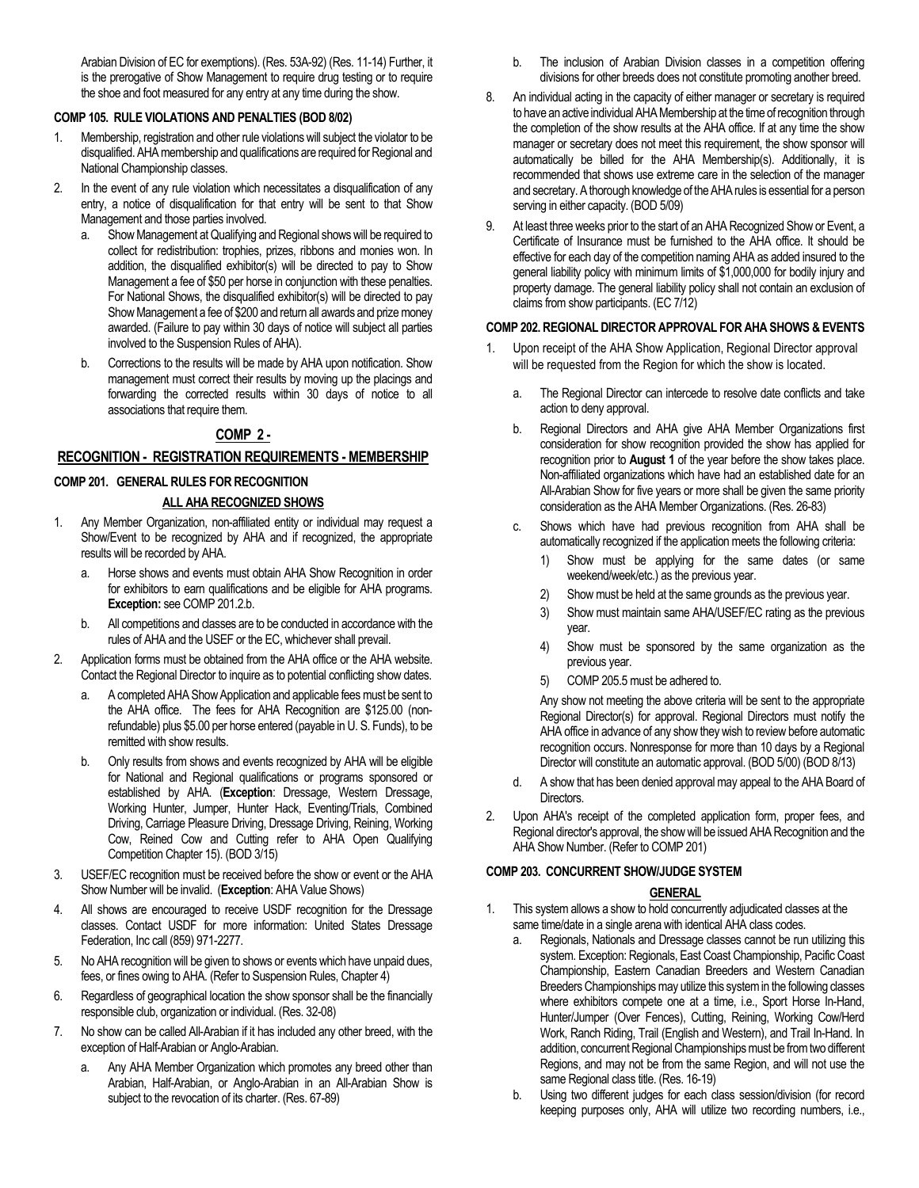Arabian Division of EC for exemptions). (Res. 53A-92) (Res. 11-14) Further, it is the prerogative of Show Management to require drug testing or to require the shoe and foot measured for any entry at any time during the show.

### COMP 105. RULE VIOLATIONS AND PENALTIES (BOD 8/02)

1. Membership, registration and other rule violations will subject the violator to be disqualified. AHA membership and qualifications are required for Regional and National Championship classes.
2. In the event of any rule violation which necessitates a disqualification of any entry, a notice of disqualification for that entry will be sent to that Show Management and those parties involved.
   a. Show Management at Qualifying and Regional shows will be required to collect for redistribution: trophies, prizes, ribbons and monies won. In addition, the disqualified exhibitor(s) will be directed to pay to Show Management a fee of $50 per horse in conjunction with these penalties. For National Shows, the disqualified exhibitor(s) will be directed to pay Show Management a fee of $200 and return all awards and prize money awarded. (Failure to pay within 30 days of notice will subject all parties involved to the Suspension Rules of AHA).
   b. Corrections to the results will be made by AHA upon notification. Show management must correct their results by moving up the placings and forwarding the corrected results within 30 days of notice to all associations that require them.

## COMP 2 -

## RECOGNITION - REGISTRATION REQUIREMENTS - MEMBERSHIP

### COMP 201. GENERAL RULES FOR RECOGNITION

#### ALL AHA RECOGNIZED SHOWS

1. Any Member Organization, non-affiliated entity or individual may request a Show/Event to be recognized by AHA and if recognized, the appropriate results will be recorded by AHA.
   a. Horse shows and events must obtain AHA Show Recognition in order for exhibitors to earn qualifications and be eligible for AHA programs. **Exception:** see COMP 201.2.b.
   b. All competitions and classes are to be conducted in accordance with the rules of AHA and the USEF or the EC, whichever shall prevail.
2. Application forms must be obtained from the AHA office or the AHA website. Contact the Regional Director to inquire as to potential conflicting show dates.
   a. A completed AHA Show Application and applicable fees must be sent to the AHA office. The fees for AHA Recognition are $125.00 (non-refundable) plus $5.00 per horse entered (payable in U. S. Funds), to be remitted with show results.
   b. Only results from shows and events recognized by AHA will be eligible for National and Regional qualifications or programs sponsored or established by AHA. (**Exception**: Dressage, Western Dressage, Working Hunter, Jumper, Hunter Hack, Eventing/Trials, Combined Driving, Carriage Pleasure Driving, Dressage Driving, Reining, Working Cow, Reined Cow and Cutting refer to AHA Open Qualifying Competition Chapter 15). (BOD 3/15)
3. USEF/EC recognition must be received before the show or event or the AHA Show Number will be invalid. (**Exception**: AHA Value Shows)
4. All shows are encouraged to receive USDF recognition for the Dressage classes. Contact USDF for more information: United States Dressage Federation, Inc call (859) 971-2277.
5. No AHA recognition will be given to shows or events which have unpaid dues, fees, or fines owing to AHA. (Refer to Suspension Rules, Chapter 4)
6. Regardless of geographical location the show sponsor shall be the financially responsible club, organization or individual. (Res. 32-08)
7. No show can be called All-Arabian if it has included any other breed, with the exception of Half-Arabian or Anglo-Arabian.
   a. Any AHA Member Organization which promotes any breed other than Arabian, Half-Arabian, or Anglo-Arabian in an All-Arabian Show is subject to the revocation of its charter. (Res. 67-89)
   b. The inclusion of Arabian Division classes in a competition offering divisions for other breeds does not constitute promoting another breed.
8. An individual acting in the capacity of either manager or secretary is required to have an active individual AHA Membership at the time of recognition through the completion of the show results at the AHA office. If at any time the show manager or secretary does not meet this requirement, the show sponsor will automatically be billed for the AHA Membership(s). Additionally, it is recommended that shows use extreme care in the selection of the manager and secretary. A thorough knowledge of the AHA rules is essential for a person serving in either capacity. (BOD 5/09)
9. At least three weeks prior to the start of an AHA Recognized Show or Event, a Certificate of Insurance must be furnished to the AHA office. It should be effective for each day of the competition naming AHA as added insured to the general liability policy with minimum limits of $1,000,000 for bodily injury and property damage. The general liability policy shall not contain an exclusion of claims from show participants. (EC 7/12)

### COMP 202. REGIONAL DIRECTOR APPROVAL FOR AHA SHOWS & EVENTS

1. Upon receipt of the AHA Show Application, Regional Director approval will be requested from the Region for which the show is located.
   a. The Regional Director can intercede to resolve date conflicts and take action to deny approval.
   b. Regional Directors and AHA give AHA Member Organizations first consideration for show recognition provided the show has applied for recognition prior to **August 1** of the year before the show takes place. Non-affiliated organizations which have had an established date for an All-Arabian Show for five years or more shall be given the same priority consideration as the AHA Member Organizations. (Res. 26-83)
   c. Shows which have had previous recognition from AHA shall be automatically recognized if the application meets the following criteria:
      1) Show must be applying for the same dates (or same weekend/week/etc.) as the previous year.
      2) Show must be held at the same grounds as the previous year.
      3) Show must maintain same AHA/USEF/EC rating as the previous year.
      4) Show must be sponsored by the same organization as the previous year.
      5) COMP 205.5 must be adhered to.

      Any show not meeting the above criteria will be sent to the appropriate Regional Director(s) for approval. Regional Directors must notify the AHA office in advance of any show they wish to review before automatic recognition occurs. Nonresponse for more than 10 days by a Regional Director will constitute an automatic approval. (BOD 5/00) (BOD 8/13)
   d. A show that has been denied approval may appeal to the AHA Board of Directors.
2. Upon AHA's receipt of the completed application form, proper fees, and Regional director's approval, the show will be issued AHA Recognition and the AHA Show Number. (Refer to COMP 201)

### COMP 203. CONCURRENT SHOW/JUDGE SYSTEM

#### GENERAL

1. This system allows a show to hold concurrently adjudicated classes at the same time/date in a single arena with identical AHA class codes.
   a. Regionals, Nationals and Dressage classes cannot be run utilizing this system. Exception: Regionals, East Coast Championship, Pacific Coast Championship, Eastern Canadian Breeders and Western Canadian Breeders Championships may utilize this system in the following classes where exhibitors compete one at a time, i.e., Sport Horse In-Hand, Hunter/Jumper (Over Fences), Cutting, Reining, Working Cow/Herd Work, Ranch Riding, Trail (English and Western), and Trail In-Hand. In addition, concurrent Regional Championships must be from two different Regions, and may not be from the same Region, and will not use the same Regional class title. (Res. 16-19)
   b. Using two different judges for each class session/division (for record keeping purposes only, AHA will utilize two recording numbers, i.e.,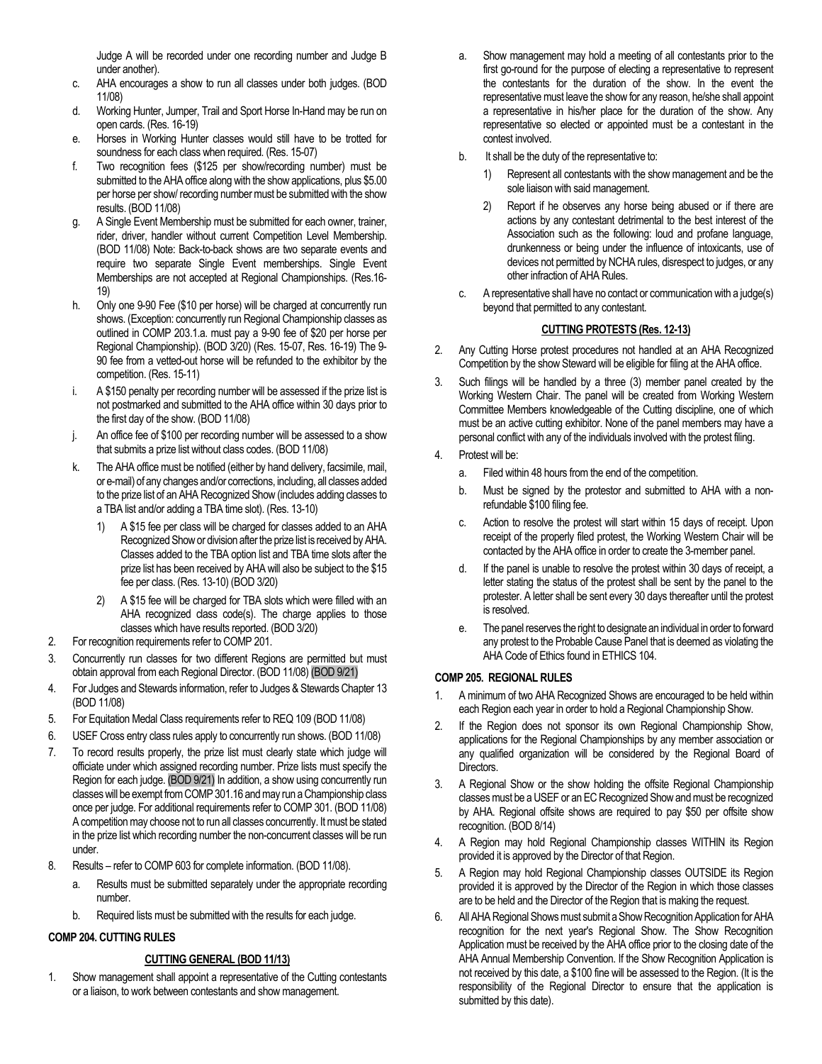Judge A will be recorded under one recording number and Judge B under another).

c. AHA encourages a show to run all classes under both judges. (BOD 11/08)
d. Working Hunter, Jumper, Trail and Sport Horse In-Hand may be run on open cards. (Res. 16-19)
e. Horses in Working Hunter classes would still have to be trotted for soundness for each class when required. (Res. 15-07)
f. Two recognition fees ($125 per show/recording number) must be submitted to the AHA office along with the show applications, plus $5.00 per horse per show/ recording number must be submitted with the show results. (BOD 11/08)
g. A Single Event Membership must be submitted for each owner, trainer, rider, driver, handler without current Competition Level Membership. (BOD 11/08) Note: Back-to-back shows are two separate events and require two separate Single Event memberships. Single Event Memberships are not accepted at Regional Championships. (Res.16-19)
h. Only one 9-90 Fee ($10 per horse) will be charged at concurrently run shows. (Exception: concurrently run Regional Championship classes as outlined in COMP 203.1.a. must pay a 9-90 fee of $20 per horse per Regional Championship). (BOD 3/20) (Res. 15-07, Res. 16-19) The 9-90 fee from a vetted-out horse will be refunded to the exhibitor by the competition. (Res. 15-11)
i. A $150 penalty per recording number will be assessed if the prize list is not postmarked and submitted to the AHA office within 30 days prior to the first day of the show. (BOD 11/08)
j. An office fee of $100 per recording number will be assessed to a show that submits a prize list without class codes. (BOD 11/08)
k. The AHA office must be notified (either by hand delivery, facsimile, mail, or e-mail) of any changes and/or corrections, including, all classes added to the prize list of an AHA Recognized Show (includes adding classes to a TBA list and/or adding a TBA time slot). (Res. 13-10)
   1) A $15 fee per class will be charged for classes added to an AHA Recognized Show or division after the prize list is received by AHA. Classes added to the TBA option list and TBA time slots after the prize list has been received by AHA will also be subject to the $15 fee per class. (Res. 13-10) (BOD 3/20)
   2) A $15 fee will be charged for TBA slots which were filled with an AHA recognized class code(s). The charge applies to those classes which have results reported. (BOD 3/20)

2. For recognition requirements refer to COMP 201.
3. Concurrently run classes for two different Regions are permitted but must obtain approval from each Regional Director. (BOD 11/08) (BOD 9/21)
4. For Judges and Stewards information, refer to Judges & Stewards Chapter 13 (BOD 11/08)
5. For Equitation Medal Class requirements refer to REQ 109 (BOD 11/08)
6. USEF Cross entry class rules apply to concurrently run shows. (BOD 11/08)
7. To record results properly, the prize list must clearly state which judge will officiate under which assigned recording number. Prize lists must specify the Region for each judge. (BOD 9/21) In addition, a show using concurrently run classes will be exempt from COMP 301.16 and may run a Championship class once per judge. For additional requirements refer to COMP 301. (BOD 11/08) A competition may choose not to run all classes concurrently. It must be stated in the prize list which recording number the non-concurrent classes will be run under.
8. Results – refer to COMP 603 for complete information. (BOD 11/08).
   a. Results must be submitted separately under the appropriate recording number.
   b. Required lists must be submitted with the results for each judge.

### COMP 204. CUTTING RULES

#### CUTTING GENERAL (BOD 11/13)

1. Show management shall appoint a representative of the Cutting contestants or a liaison, to work between contestants and show management.
   a. Show management may hold a meeting of all contestants prior to the first go-round for the purpose of electing a representative to represent the contestants for the duration of the show. In the event the representative must leave the show for any reason, he/she shall appoint a representative in his/her place for the duration of the show. Any representative so elected or appointed must be a contestant in the contest involved.
   b. It shall be the duty of the representative to:
      1) Represent all contestants with the show management and be the sole liaison with said management.
      2) Report if he observes any horse being abused or if there are actions by any contestant detrimental to the best interest of the Association such as the following: loud and profane language, drunkenness or being under the influence of intoxicants, use of devices not permitted by NCHA rules, disrespect to judges, or any other infraction of AHA Rules.
   c. A representative shall have no contact or communication with a judge(s) beyond that permitted to any contestant.

#### CUTTING PROTESTS (Res. 12-13)

2. Any Cutting Horse protest procedures not handled at an AHA Recognized Competition by the show Steward will be eligible for filing at the AHA office.
3. Such filings will be handled by a three (3) member panel created by the Working Western Chair. The panel will be created from Working Western Committee Members knowledgeable of the Cutting discipline, one of which must be an active cutting exhibitor. None of the panel members may have a personal conflict with any of the individuals involved with the protest filing.
4. Protest will be:
   a. Filed within 48 hours from the end of the competition.
   b. Must be signed by the protestor and submitted to AHA with a non-refundable $100 filing fee.
   c. Action to resolve the protest will start within 15 days of receipt. Upon receipt of the properly filed protest, the Working Western Chair will be contacted by the AHA office in order to create the 3-member panel.
   d. If the panel is unable to resolve the protest within 30 days of receipt, a letter stating the status of the protest shall be sent by the panel to the protester. A letter shall be sent every 30 days thereafter until the protest is resolved.
   e. The panel reserves the right to designate an individual in order to forward any protest to the Probable Cause Panel that is deemed as violating the AHA Code of Ethics found in ETHICS 104.

### COMP 205. REGIONAL RULES

1. A minimum of two AHA Recognized Shows are encouraged to be held within each Region each year in order to hold a Regional Championship Show.
2. If the Region does not sponsor its own Regional Championship Show, applications for the Regional Championships by any member association or any qualified organization will be considered by the Regional Board of Directors.
3. A Regional Show or the show holding the offsite Regional Championship classes must be a USEF or an EC Recognized Show and must be recognized by AHA. Regional offsite shows are required to pay $50 per offsite show recognition. (BOD 8/14)
4. A Region may hold Regional Championship classes WITHIN its Region provided it is approved by the Director of that Region.
5. A Region may hold Regional Championship classes OUTSIDE its Region provided it is approved by the Director of the Region in which those classes are to be held and the Director of the Region that is making the request.
6. All AHA Regional Shows must submit a Show Recognition Application for AHA recognition for the next year's Regional Show. The Show Recognition Application must be received by the AHA office prior to the closing date of the AHA Annual Membership Convention. If the Show Recognition Application is not received by this date, a $100 fine will be assessed to the Region. (It is the responsibility of the Regional Director to ensure that the application is submitted by this date).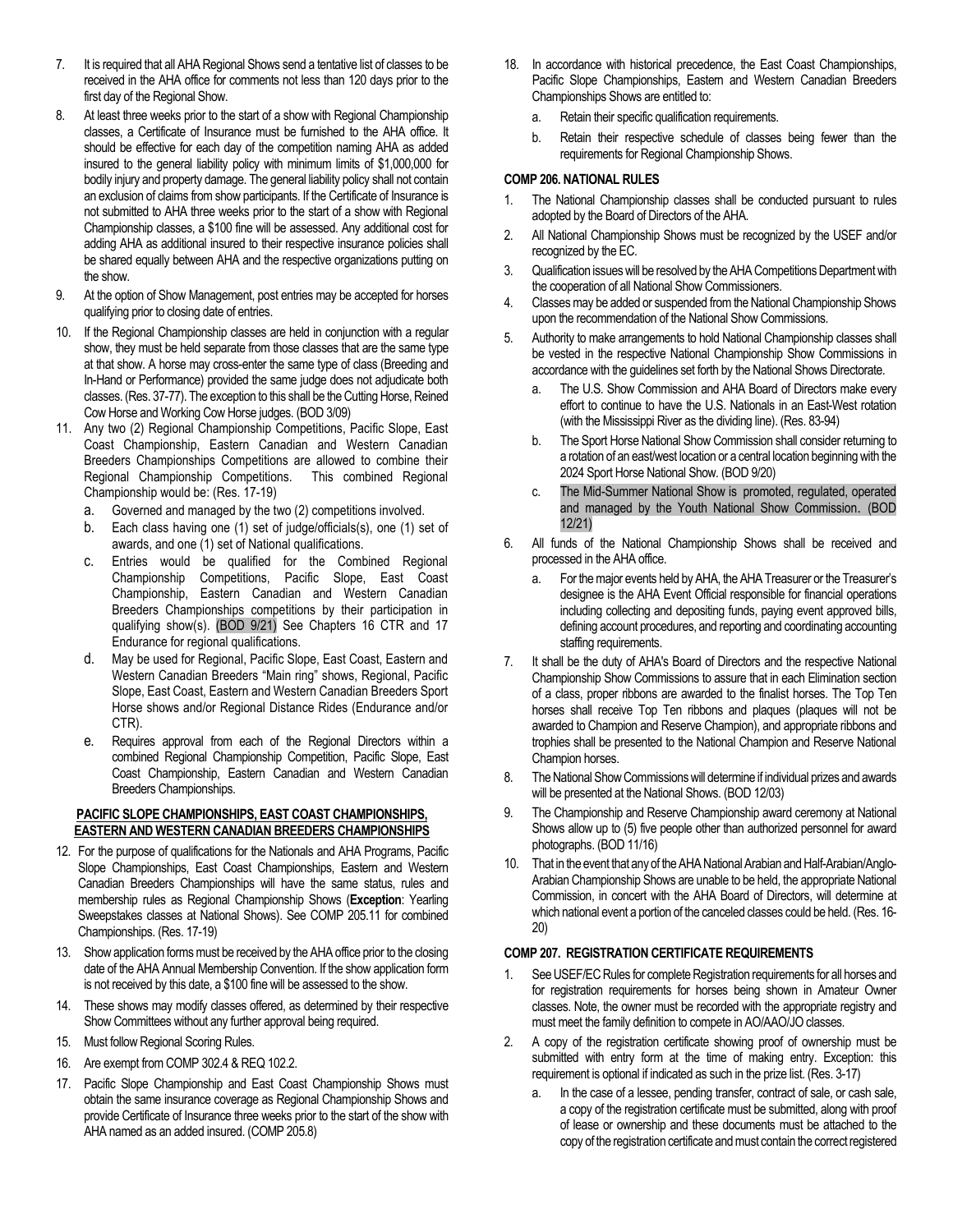7. It is required that all AHA Regional Shows send a tentative list of classes to be received in the AHA office for comments not less than 120 days prior to the first day of the Regional Show.
8. At least three weeks prior to the start of a show with Regional Championship classes, a Certificate of Insurance must be furnished to the AHA office. It should be effective for each day of the competition naming AHA as added insured to the general liability policy with minimum limits of $1,000,000 for bodily injury and property damage. The general liability policy shall not contain an exclusion of claims from show participants. If the Certificate of Insurance is not submitted to AHA three weeks prior to the start of a show with Regional Championship classes, a $100 fine will be assessed. Any additional cost for adding AHA as additional insured to their respective insurance policies shall be shared equally between AHA and the respective organizations putting on the show.
9. At the option of Show Management, post entries may be accepted for horses qualifying prior to closing date of entries.
10. If the Regional Championship classes are held in conjunction with a regular show, they must be held separate from those classes that are the same type at that show. A horse may cross-enter the same type of class (Breeding and In-Hand or Performance) provided the same judge does not adjudicate both classes. (Res. 37-77). The exception to this shall be the Cutting Horse, Reined Cow Horse and Working Cow Horse judges. (BOD 3/09)
11. Any two (2) Regional Championship Competitions, Pacific Slope, East Coast Championship, Eastern Canadian and Western Canadian Breeders Championships Competitions are allowed to combine their Regional Championship Competitions. This combined Regional Championship would be: (Res. 17-19)
    a. Governed and managed by the two (2) competitions involved.
    b. Each class having one (1) set of judge/officials(s), one (1) set of awards, and one (1) set of National qualifications.
    c. Entries would be qualified for the Combined Regional Championship Competitions, Pacific Slope, East Coast Championship, Eastern Canadian and Western Canadian Breeders Championships competitions by their participation in qualifying show(s). (BOD 9/21) See Chapters 16 CTR and 17 Endurance for regional qualifications.
    d. May be used for Regional, Pacific Slope, East Coast, Eastern and Western Canadian Breeders "Main ring" shows, Regional, Pacific Slope, East Coast, Eastern and Western Canadian Breeders Sport Horse shows and/or Regional Distance Rides (Endurance and/or CTR).
    e. Requires approval from each of the Regional Directors within a combined Regional Championship Competition, Pacific Slope, East Coast Championship, Eastern Canadian and Western Canadian Breeders Championships.

**PACIFIC SLOPE CHAMPIONSHIPS, EAST COAST CHAMPIONSHIPS, EASTERN AND WESTERN CANADIAN BREEDERS CHAMPIONSHIPS**

12. For the purpose of qualifications for the Nationals and AHA Programs, Pacific Slope Championships, East Coast Championships, Eastern and Western Canadian Breeders Championships will have the same status, rules and membership rules as Regional Championship Shows (**Exception**: Yearling Sweepstakes classes at National Shows). See COMP 205.11 for combined Championships. (Res. 17-19)
13. Show application forms must be received by the AHA office prior to the closing date of the AHA Annual Membership Convention. If the show application form is not received by this date, a $100 fine will be assessed to the show.
14. These shows may modify classes offered, as determined by their respective Show Committees without any further approval being required.
15. Must follow Regional Scoring Rules.
16. Are exempt from COMP 302.4 & REQ 102.2.
17. Pacific Slope Championship and East Coast Championship Shows must obtain the same insurance coverage as Regional Championship Shows and provide Certificate of Insurance three weeks prior to the start of the show with AHA named as an added insured. (COMP 205.8)
18. In accordance with historical precedence, the East Coast Championships, Pacific Slope Championships, Eastern and Western Canadian Breeders Championships Shows are entitled to:
    a. Retain their specific qualification requirements.
    b. Retain their respective schedule of classes being fewer than the requirements for Regional Championship Shows.

**COMP 206. NATIONAL RULES**

1. The National Championship classes shall be conducted pursuant to rules adopted by the Board of Directors of the AHA.
2. All National Championship Shows must be recognized by the USEF and/or recognized by the EC.
3. Qualification issues will be resolved by the AHA Competitions Department with the cooperation of all National Show Commissioners.
4. Classes may be added or suspended from the National Championship Shows upon the recommendation of the National Show Commissions.
5. Authority to make arrangements to hold National Championship classes shall be vested in the respective National Championship Show Commissions in accordance with the guidelines set forth by the National Shows Directorate.
    a. The U.S. Show Commission and AHA Board of Directors make every effort to continue to have the U.S. Nationals in an East-West rotation (with the Mississippi River as the dividing line). (Res. 83-94)
    b. The Sport Horse National Show Commission shall consider returning to a rotation of an east/west location or a central location beginning with the 2024 Sport Horse National Show. (BOD 9/20)
    c. The Mid-Summer National Show is promoted, regulated, operated and managed by the Youth National Show Commission. (BOD 12/21)
6. All funds of the National Championship Shows shall be received and processed in the AHA office.
    a. For the major events held by AHA, the AHA Treasurer or the Treasurer's designee is the AHA Event Official responsible for financial operations including collecting and depositing funds, paying event approved bills, defining account procedures, and reporting and coordinating accounting staffing requirements.
7. It shall be the duty of AHA's Board of Directors and the respective National Championship Show Commissions to assure that in each Elimination section of a class, proper ribbons are awarded to the finalist horses. The Top Ten horses shall receive Top Ten ribbons and plaques (plaques will not be awarded to Champion and Reserve Champion), and appropriate ribbons and trophies shall be presented to the National Champion and Reserve National Champion horses.
8. The National Show Commissions will determine if individual prizes and awards will be presented at the National Shows. (BOD 12/03)
9. The Championship and Reserve Championship award ceremony at National Shows allow up to (5) five people other than authorized personnel for award photographs. (BOD 11/16)
10. That in the event that any of the AHA National Arabian and Half-Arabian/Anglo-Arabian Championship Shows are unable to be held, the appropriate National Commission, in concert with the AHA Board of Directors, will determine at which national event a portion of the canceled classes could be held. (Res. 16-20)

**COMP 207. REGISTRATION CERTIFICATE REQUIREMENTS**

1. See USEF/EC Rules for complete Registration requirements for all horses and for registration requirements for horses being shown in Amateur Owner classes. Note, the owner must be recorded with the appropriate registry and must meet the family definition to compete in AO/AAO/JO classes.
2. A copy of the registration certificate showing proof of ownership must be submitted with entry form at the time of making entry. Exception: this requirement is optional if indicated as such in the prize list. (Res. 3-17)
    a. In the case of a lessee, pending transfer, contract of sale, or cash sale, a copy of the registration certificate must be submitted, along with proof of lease or ownership and these documents must be attached to the copy of the registration certificate and must contain the correct registered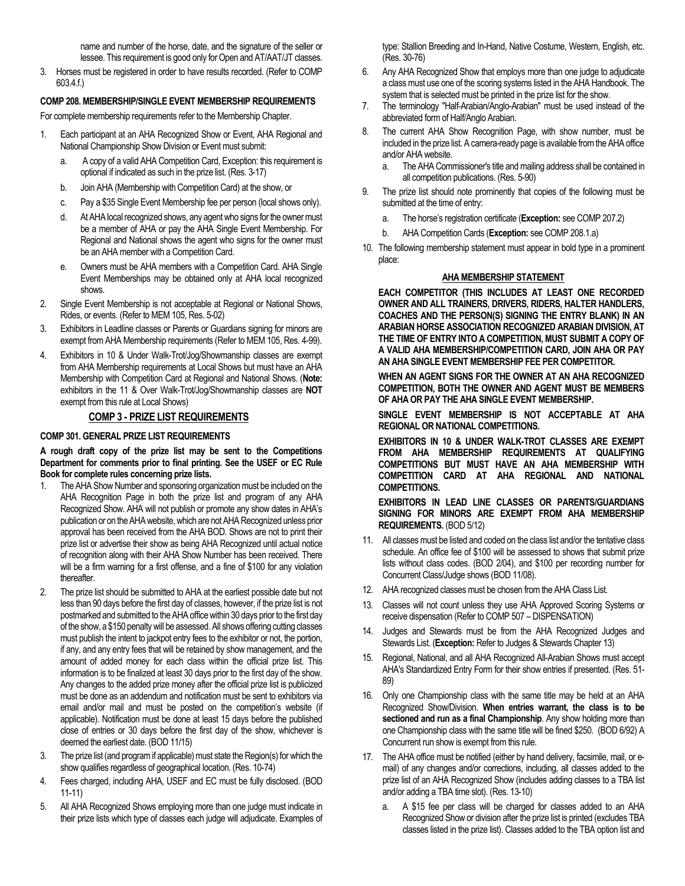name and number of the horse, date, and the signature of the seller or lessee. This requirement is good only for Open and AT/AAT/JT classes.

3. Horses must be registered in order to have results recorded. (Refer to COMP 603.4.f.)

**COMP 208. MEMBERSHIP/SINGLE EVENT MEMBERSHIP REQUIREMENTS**

For complete membership requirements refer to the Membership Chapter.

1. Each participant at an AHA Recognized Show or Event, AHA Regional and National Championship Show Division or Event must submit:
   a. A copy of a valid AHA Competition Card, Exception: this requirement is optional if indicated as such in the prize list. (Res. 3-17)
   b. Join AHA (Membership with Competition Card) at the show, or
   c. Pay a $35 Single Event Membership fee per person (local shows only).
   d. At AHA local recognized shows, any agent who signs for the owner must be a member of AHA or pay the AHA Single Event Membership. For Regional and National shows the agent who signs for the owner must be an AHA member with a Competition Card.
   e. Owners must be AHA members with a Competition Card. AHA Single Event Memberships may be obtained only at AHA local recognized shows.
2. Single Event Membership is not acceptable at Regional or National Shows, Rides, or events. (Refer to MEM 105, Res. 5-02)
3. Exhibitors in Leadline classes or Parents or Guardians signing for minors are exempt from AHA Membership requirements (Refer to MEM 105, Res. 4-99).
4. Exhibitors in 10 & Under Walk-Trot/Jog/Showmanship classes are exempt from AHA Membership requirements at Local Shows but must have an AHA Membership with Competition Card at Regional and National Shows. (**Note:** exhibitors in the 11 & Over Walk-Trot/Jog/Showmanship classes are **NOT** exempt from this rule at Local Shows)

## COMP 3 - PRIZE LIST REQUIREMENTS

**COMP 301. GENERAL PRIZE LIST REQUIREMENTS**

**A rough draft copy of the prize list may be sent to the Competitions Department for comments prior to final printing. See the USEF or EC Rule Book for complete rules concerning prize lists.**

1. The AHA Show Number and sponsoring organization must be included on the AHA Recognition Page in both the prize list and program of any AHA Recognized Show. AHA will not publish or promote any show dates in AHA's publication or on the AHA website, which are not AHA Recognized unless prior approval has been received from the AHA BOD. Shows are not to print their prize list or advertise their show as being AHA Recognized until actual notice of recognition along with their AHA Show Number has been received. There will be a firm warning for a first offense, and a fine of $100 for any violation thereafter.
2. The prize list should be submitted to AHA at the earliest possible date but not less than 90 days before the first day of classes, however, if the prize list is not postmarked and submitted to the AHA office within 30 days prior to the first day of the show, a $150 penalty will be assessed. All shows offering cutting classes must publish the intent to jackpot entry fees to the exhibitor or not, the portion, if any, and any entry fees that will be retained by show management, and the amount of added money for each class within the official prize list. This information is to be finalized at least 30 days prior to the first day of the show. Any changes to the added prize money after the official prize list is publicized must be done as an addendum and notification must be sent to exhibitors via email and/or mail and must be posted on the competition's website (if applicable). Notification must be done at least 15 days before the published close of entries or 30 days before the first day of the show, whichever is deemed the earliest date. (BOD 11/15)
3. The prize list (and program if applicable) must state the Region(s) for which the show qualifies regardless of geographical location. (Res. 10-74)
4. Fees charged, including AHA, USEF and EC must be fully disclosed. (BOD 11-11)
5. All AHA Recognized Shows employing more than one judge must indicate in their prize lists which type of classes each judge will adjudicate. Examples of type: Stallion Breeding and In-Hand, Native Costume, Western, English, etc. (Res. 30-76)
6. Any AHA Recognized Show that employs more than one judge to adjudicate a class must use one of the scoring systems listed in the AHA Handbook. The system that is selected must be printed in the prize list for the show.
7. The terminology "Half-Arabian/Anglo-Arabian" must be used instead of the abbreviated form of Half/Anglo Arabian.
8. The current AHA Show Recognition Page, with show number, must be included in the prize list. A camera-ready page is available from the AHA office and/or AHA website.
   a. The AHA Commissioner's title and mailing address shall be contained in all competition publications. (Res. 5-90)
9. The prize list should note prominently that copies of the following must be submitted at the time of entry:
   a. The horse's registration certificate (**Exception:** see COMP 207.2)
   b. AHA Competition Cards (**Exception:** see COMP 208.1.a)
10. The following membership statement must appear in bold type in a prominent place:

**AHA MEMBERSHIP STATEMENT**

**EACH COMPETITOR (THIS INCLUDES AT LEAST ONE RECORDED OWNER AND ALL TRAINERS, DRIVERS, RIDERS, HALTER HANDLERS, COACHES AND THE PERSON(S) SIGNING THE ENTRY BLANK) IN AN ARABIAN HORSE ASSOCIATION RECOGNIZED ARABIAN DIVISION, AT THE TIME OF ENTRY INTO A COMPETITION, MUST SUBMIT A COPY OF A VALID AHA MEMBERSHIP/COMPETITION CARD, JOIN AHA OR PAY AN AHA SINGLE EVENT MEMBERSHIP FEE PER COMPETITOR.**

**WHEN AN AGENT SIGNS FOR THE OWNER AT AN AHA RECOGNIZED COMPETITION, BOTH THE OWNER AND AGENT MUST BE MEMBERS OF AHA OR PAY THE AHA SINGLE EVENT MEMBERSHIP.**

**SINGLE EVENT MEMBERSHIP IS NOT ACCEPTABLE AT AHA REGIONAL OR NATIONAL COMPETITIONS.**

**EXHIBITORS IN 10 & UNDER WALK-TROT CLASSES ARE EXEMPT FROM AHA MEMBERSHIP REQUIREMENTS AT QUALIFYING COMPETITIONS BUT MUST HAVE AN AHA MEMBERSHIP WITH COMPETITION CARD AT AHA REGIONAL AND NATIONAL COMPETITIONS.**

**EXHIBITORS IN LEAD LINE CLASSES OR PARENTS/GUARDIANS SIGNING FOR MINORS ARE EXEMPT FROM AHA MEMBERSHIP REQUIREMENTS.** (BOD 5/12)

11. All classes must be listed and coded on the class list and/or the tentative class schedule. An office fee of $100 will be assessed to shows that submit prize lists without class codes. (BOD 2/04), and $100 per recording number for Concurrent Class/Judge shows (BOD 11/08).
12. AHA recognized classes must be chosen from the AHA Class List.
13. Classes will not count unless they use AHA Approved Scoring Systems or receive dispensation (Refer to COMP 507 – DISPENSATION)
14. Judges and Stewards must be from the AHA Recognized Judges and Stewards List. (**Exception:** Refer to Judges & Stewards Chapter 13)
15. Regional, National, and all AHA Recognized All-Arabian Shows must accept AHA's Standardized Entry Form for their show entries if presented. (Res. 51-89)
16. Only one Championship class with the same title may be held at an AHA Recognized Show/Division. **When entries warrant, the class is to be sectioned and run as a final Championship**. Any show holding more than one Championship class with the same title will be fined $250. (BOD 6/92) A Concurrent run show is exempt from this rule.
17. The AHA office must be notified (either by hand delivery, facsimile, mail, or e-mail) of any changes and/or corrections, including, all classes added to the prize list of an AHA Recognized Show (includes adding classes to a TBA list and/or adding a TBA time slot). (Res. 13-10)
   a. A $15 fee per class will be charged for classes added to an AHA Recognized Show or division after the prize list is printed (excludes TBA classes listed in the prize list). Classes added to the TBA option list and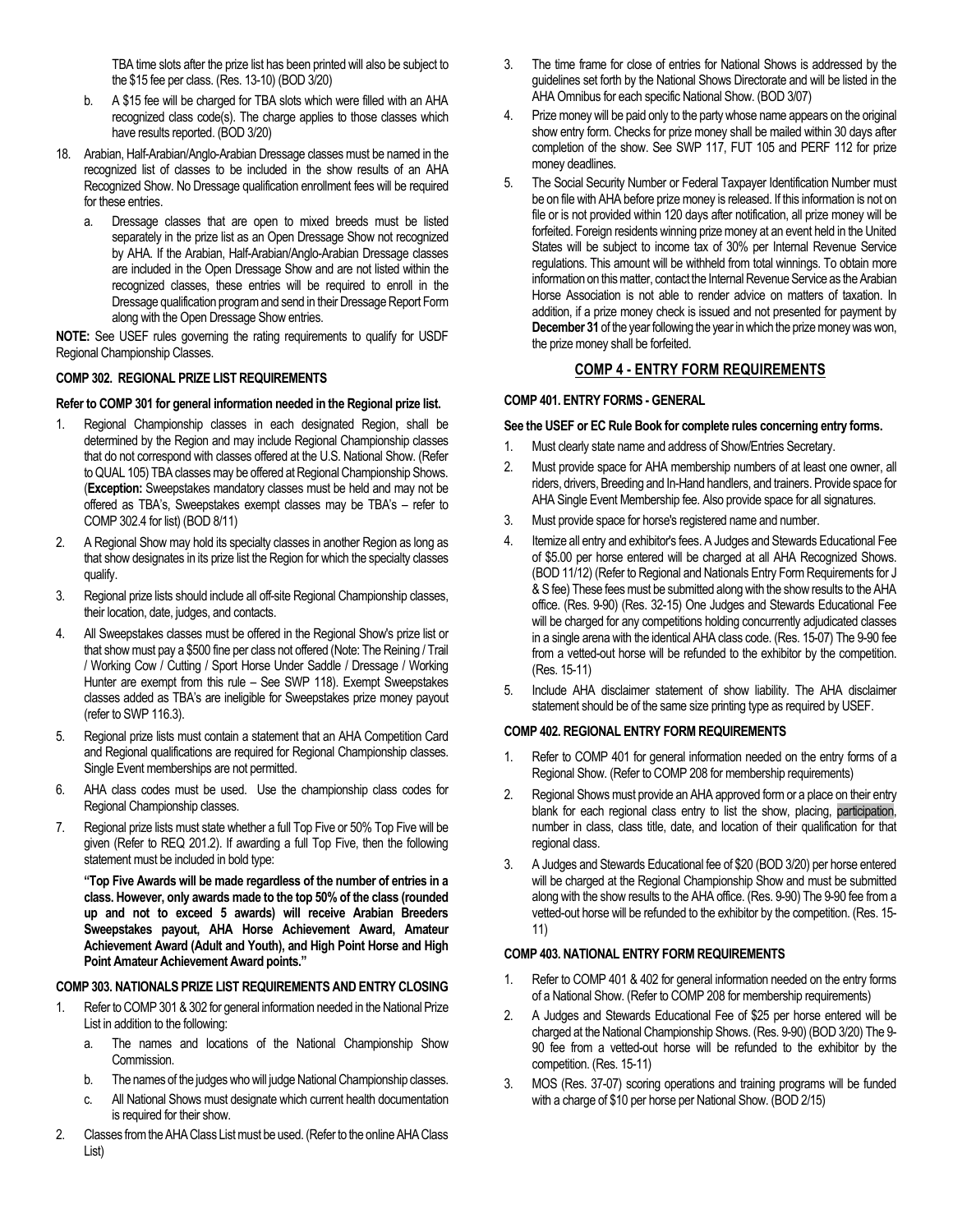TBA time slots after the prize list has been printed will also be subject to the $15 fee per class. (Res. 13-10) (BOD 3/20)

b. A $15 fee will be charged for TBA slots which were filled with an AHA recognized class code(s). The charge applies to those classes which have results reported. (BOD 3/20)

18. Arabian, Half-Arabian/Anglo-Arabian Dressage classes must be named in the recognized list of classes to be included in the show results of an AHA Recognized Show. No Dressage qualification enrollment fees will be required for these entries.

    a. Dressage classes that are open to mixed breeds must be listed separately in the prize list as an Open Dressage Show not recognized by AHA. If the Arabian, Half-Arabian/Anglo-Arabian Dressage classes are included in the Open Dressage Show and are not listed within the recognized classes, these entries will be required to enroll in the Dressage qualification program and send in their Dressage Report Form along with the Open Dressage Show entries.

**NOTE:** See USEF rules governing the rating requirements to qualify for USDF Regional Championship Classes.

#### COMP 302. REGIONAL PRIZE LIST REQUIREMENTS

**Refer to COMP 301 for general information needed in the Regional prize list.**

1. Regional Championship classes in each designated Region, shall be determined by the Region and may include Regional Championship classes that do not correspond with classes offered at the U.S. National Show. (Refer to QUAL 105) TBA classes may be offered at Regional Championship Shows. (**Exception:** Sweepstakes mandatory classes must be held and may not be offered as TBA's, Sweepstakes exempt classes may be TBA's – refer to COMP 302.4 for list) (BOD 8/11)
2. A Regional Show may hold its specialty classes in another Region as long as that show designates in its prize list the Region for which the specialty classes qualify.
3. Regional prize lists should include all off-site Regional Championship classes, their location, date, judges, and contacts.
4. All Sweepstakes classes must be offered in the Regional Show's prize list or that show must pay a $500 fine per class not offered (Note: The Reining / Trail / Working Cow / Cutting / Sport Horse Under Saddle / Dressage / Working Hunter are exempt from this rule – See SWP 118). Exempt Sweepstakes classes added as TBA's are ineligible for Sweepstakes prize money payout (refer to SWP 116.3).
5. Regional prize lists must contain a statement that an AHA Competition Card and Regional qualifications are required for Regional Championship classes. Single Event memberships are not permitted.
6. AHA class codes must be used. Use the championship class codes for Regional Championship classes.
7. Regional prize lists must state whether a full Top Five or 50% Top Five will be given (Refer to REQ 201.2). If awarding a full Top Five, then the following statement must be included in bold type:

   **"Top Five Awards will be made regardless of the number of entries in a class. However, only awards made to the top 50% of the class (rounded up and not to exceed 5 awards) will receive Arabian Breeders Sweepstakes payout, AHA Horse Achievement Award, Amateur Achievement Award (Adult and Youth), and High Point Horse and High Point Amateur Achievement Award points."**

#### COMP 303. NATIONALS PRIZE LIST REQUIREMENTS AND ENTRY CLOSING

1. Refer to COMP 301 & 302 for general information needed in the National Prize List in addition to the following:
   a. The names and locations of the National Championship Show Commission.
   b. The names of the judges who will judge National Championship classes.
   c. All National Shows must designate which current health documentation is required for their show.
2. Classes from the AHA Class List must be used. (Refer to the online AHA Class List)
3. The time frame for close of entries for National Shows is addressed by the guidelines set forth by the National Shows Directorate and will be listed in the AHA Omnibus for each specific National Show. (BOD 3/07)
4. Prize money will be paid only to the party whose name appears on the original show entry form. Checks for prize money shall be mailed within 30 days after completion of the show. See SWP 117, FUT 105 and PERF 112 for prize money deadlines.
5. The Social Security Number or Federal Taxpayer Identification Number must be on file with AHA before prize money is released. If this information is not on file or is not provided within 120 days after notification, all prize money will be forfeited. Foreign residents winning prize money at an event held in the United States will be subject to income tax of 30% per Internal Revenue Service regulations. This amount will be withheld from total winnings. To obtain more information on this matter, contact the Internal Revenue Service as the Arabian Horse Association is not able to render advice on matters of taxation. In addition, if a prize money check is issued and not presented for payment by **December 31** of the year following the year in which the prize money was won, the prize money shall be forfeited.

## COMP 4 - ENTRY FORM REQUIREMENTS

#### COMP 401. ENTRY FORMS - GENERAL

**See the USEF or EC Rule Book for complete rules concerning entry forms.**

1. Must clearly state name and address of Show/Entries Secretary.
2. Must provide space for AHA membership numbers of at least one owner, all riders, drivers, Breeding and In-Hand handlers, and trainers. Provide space for AHA Single Event Membership fee. Also provide space for all signatures.
3. Must provide space for horse's registered name and number.
4. Itemize all entry and exhibitor's fees. A Judges and Stewards Educational Fee of $5.00 per horse entered will be charged at all AHA Recognized Shows. (BOD 11/12) (Refer to Regional and Nationals Entry Form Requirements for J & S fee) These fees must be submitted along with the show results to the AHA office. (Res. 9-90) (Res. 32-15) One Judges and Stewards Educational Fee will be charged for any competitions holding concurrently adjudicated classes in a single arena with the identical AHA class code. (Res. 15-07) The 9-90 fee from a vetted-out horse will be refunded to the exhibitor by the competition. (Res. 15-11)
5. Include AHA disclaimer statement of show liability. The AHA disclaimer statement should be of the same size printing type as required by USEF.

#### COMP 402. REGIONAL ENTRY FORM REQUIREMENTS

1. Refer to COMP 401 for general information needed on the entry forms of a Regional Show. (Refer to COMP 208 for membership requirements)
2. Regional Shows must provide an AHA approved form or a place on their entry blank for each regional class entry to list the show, placing, participation, number in class, class title, date, and location of their qualification for that regional class.
3. A Judges and Stewards Educational fee of $20 (BOD 3/20) per horse entered will be charged at the Regional Championship Show and must be submitted along with the show results to the AHA office. (Res. 9-90) The 9-90 fee from a vetted-out horse will be refunded to the exhibitor by the competition. (Res. 15-11)

#### COMP 403. NATIONAL ENTRY FORM REQUIREMENTS

1. Refer to COMP 401 & 402 for general information needed on the entry forms of a National Show. (Refer to COMP 208 for membership requirements)
2. A Judges and Stewards Educational Fee of $25 per horse entered will be charged at the National Championship Shows. (Res. 9-90) (BOD 3/20) The 9-90 fee from a vetted-out horse will be refunded to the exhibitor by the competition. (Res. 15-11)
3. MOS (Res. 37-07) scoring operations and training programs will be funded with a charge of $10 per horse per National Show. (BOD 2/15)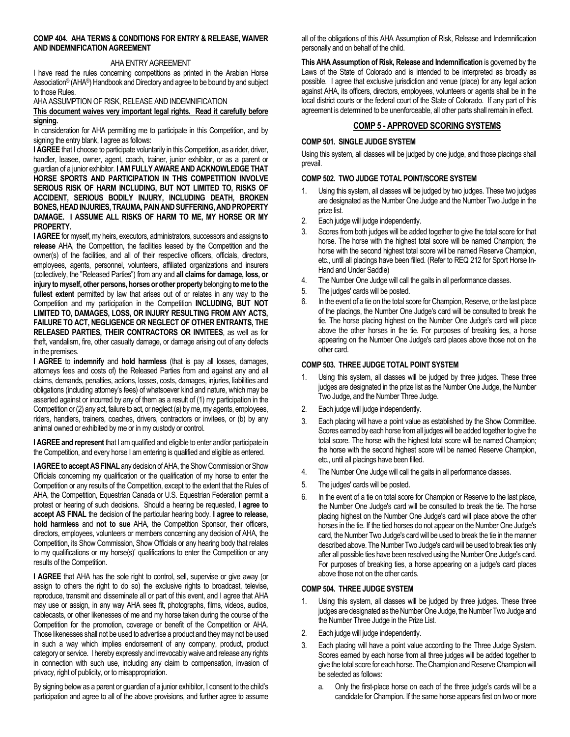**COMP 404. AHA TERMS & CONDITIONS FOR ENTRY & RELEASE, WAIVER AND INDEMNIFICATION AGREEMENT**

AHA ENTRY AGREEMENT

I have read the rules concerning competitions as printed in the Arabian Horse Association® (AHA®) Handbook and Directory and agree to be bound by and subject to those Rules.

AHA ASSUMPTION OF RISK, RELEASE AND INDEMNIFICATION

**This document waives very important legal rights. Read it carefully before signing.**

In consideration for AHA permitting me to participate in this Competition, and by signing the entry blank, I agree as follows:

**I AGREE** that I choose to participate voluntarily in this Competition, as a rider, driver, handler, leasee, owner, agent, coach, trainer, junior exhibitor, or as a parent or guardian of a junior exhibitor. **I AM FULLY AWARE AND ACKNOWLEDGE THAT HORSE SPORTS AND PARTICIPATION IN THIS COMPETITION INVOLVE SERIOUS RISK OF HARM INCLUDING, BUT NOT LIMITED TO, RISKS OF ACCIDENT, SERIOUS BODILY INJURY, INCLUDING DEATH, BROKEN BONES, HEAD INJURIES, TRAUMA, PAIN AND SUFFERING, AND PROPERTY DAMAGE. I ASSUME ALL RISKS OF HARM TO ME, MY HORSE OR MY PROPERTY.**

**I AGREE** for myself, my heirs, executors, administrators, successors and assigns **to release** AHA, the Competition, the facilities leased by the Competition and the owner(s) of the facilities, and all of their respective officers, officials, directors, employees, agents, personnel, volunteers, affiliated organizations and insurers (collectively, the "Released Parties") from any and **all claims for damage, loss, or injury to myself, other persons, horses or other property** belonging **to me to the fullest extent** permitted by law that arises out of or relates in any way to the Competition and my participation in the Competition **INCLUDING, BUT NOT LIMITED TO, DAMAGES, LOSS, OR INJURY RESULTING FROM ANY ACTS, FAILURE TO ACT, NEGLIGENCE OR NEGLECT OF OTHER ENTRANTS, THE RELEASED PARTIES, THEIR CONTRACTORS OR INVITEES**, as well as for theft, vandalism, fire, other casualty damage, or damage arising out of any defects in the premises.

**I AGREE** to **indemnify** and **hold harmless** (that is pay all losses, damages, attorneys fees and costs of) the Released Parties from and against any and all claims, demands, penalties, actions, losses, costs, damages, injuries, liabilities and obligations (including attorney's fees) of whatsoever kind and nature, which may be asserted against or incurred by any of them as a result of (1) my participation in the Competition or (2) any act, failure to act, or neglect (a) by me, my agents, employees, riders, handlers, trainers, coaches, drivers, contractors or invitees, or (b) by any animal owned or exhibited by me or in my custody or control.

**I AGREE and represent** that I am qualified and eligible to enter and/or participate in the Competition, and every horse I am entering is qualified and eligible as entered.

**I AGREE to accept AS FINAL** any decision of AHA, the Show Commission or Show Officials concerning my qualification or the qualification of my horse to enter the Competition or any results of the Competition, except to the extent that the Rules of AHA, the Competition, Equestrian Canada or U.S. Equestrian Federation permit a protest or hearing of such decisions. Should a hearing be requested, **I agree to accept AS FINAL** the decision of the particular hearing body. **I agree to release, hold harmless** and **not to sue** AHA, the Competition Sponsor, their officers, directors, employees, volunteers or members concerning any decision of AHA, the Competition, its Show Commission, Show Officials or any hearing body that relates to my qualifications or my horse(s)' qualifications to enter the Competition or any results of the Competition.

**I AGREE** that AHA has the sole right to control, sell, supervise or give away (or assign to others the right to do so) the exclusive rights to broadcast, televise, reproduce, transmit and disseminate all or part of this event, and I agree that AHA may use or assign, in any way AHA sees fit, photographs, films, videos, audios, cablecasts, or other likenesses of me and my horse taken during the course of the Competition for the promotion, coverage or benefit of the Competition or AHA. Those likenesses shall not be used to advertise a product and they may not be used in such a way which implies endorsement of any company, product, product category or service. I hereby expressly and irrevocably waive and release any rights in connection with such use, including any claim to compensation, invasion of privacy, right of publicity, or to misappropriation.

By signing below as a parent or guardian of a junior exhibitor, I consent to the child's participation and agree to all of the above provisions, and further agree to assume all of the obligations of this AHA Assumption of Risk, Release and Indemnification personally and on behalf of the child.

**This AHA Assumption of Risk, Release and Indemnification** is governed by the Laws of the State of Colorado and is intended to be interpreted as broadly as possible. I agree that exclusive jurisdiction and venue (place) for any legal action against AHA, its officers, directors, employees, volunteers or agents shall be in the local district courts or the federal court of the State of Colorado. If any part of this agreement is determined to be unenforceable, all other parts shall remain in effect.

## COMP 5 - APPROVED SCORING SYSTEMS

### COMP 501. SINGLE JUDGE SYSTEM

Using this system, all classes will be judged by one judge, and those placings shall prevail.

### COMP 502. TWO JUDGE TOTAL POINT/SCORE SYSTEM

1. Using this system, all classes will be judged by two judges. These two judges are designated as the Number One Judge and the Number Two Judge in the prize list.
2. Each judge will judge independently.
3. Scores from both judges will be added together to give the total score for that horse. The horse with the highest total score will be named Champion; the horse with the second highest total score will be named Reserve Champion, etc., until all placings have been filled. (Refer to REQ 212 for Sport Horse In-Hand and Under Saddle)
4. The Number One Judge will call the gaits in all performance classes.
5. The judges' cards will be posted.
6. In the event of a tie on the total score for Champion, Reserve, or the last place of the placings, the Number One Judge's card will be consulted to break the tie. The horse placing highest on the Number One Judge's card will place above the other horses in the tie. For purposes of breaking ties, a horse appearing on the Number One Judge's card places above those not on the other card.

### COMP 503. THREE JUDGE TOTAL POINT SYSTEM

1. Using this system, all classes will be judged by three judges. These three judges are designated in the prize list as the Number One Judge, the Number Two Judge, and the Number Three Judge.
2. Each judge will judge independently.
3. Each placing will have a point value as established by the Show Committee. Scores earned by each horse from all judges will be added together to give the total score. The horse with the highest total score will be named Champion; the horse with the second highest score will be named Reserve Champion, etc., until all placings have been filled.
4. The Number One Judge will call the gaits in all performance classes.
5. The judges' cards will be posted.
6. In the event of a tie on total score for Champion or Reserve to the last place, the Number One Judge's card will be consulted to break the tie. The horse placing highest on the Number One Judge's card will place above the other horses in the tie. If the tied horses do not appear on the Number One Judge's card, the Number Two Judge's card will be used to break the tie in the manner described above. The Number Two Judge's card will be used to break ties only after all possible ties have been resolved using the Number One Judge's card. For purposes of breaking ties, a horse appearing on a judge's card places above those not on the other cards.

### COMP 504. THREE JUDGE SYSTEM

1. Using this system, all classes will be judged by three judges. These three judges are designated as the Number One Judge, the Number Two Judge and the Number Three Judge in the Prize List.
2. Each judge will judge independently.
3. Each placing will have a point value according to the Three Judge System. Scores earned by each horse from all three judges will be added together to give the total score for each horse. The Champion and Reserve Champion will be selected as follows:
   a. Only the first-place horse on each of the three judge's cards will be a candidate for Champion. If the same horse appears first on two or more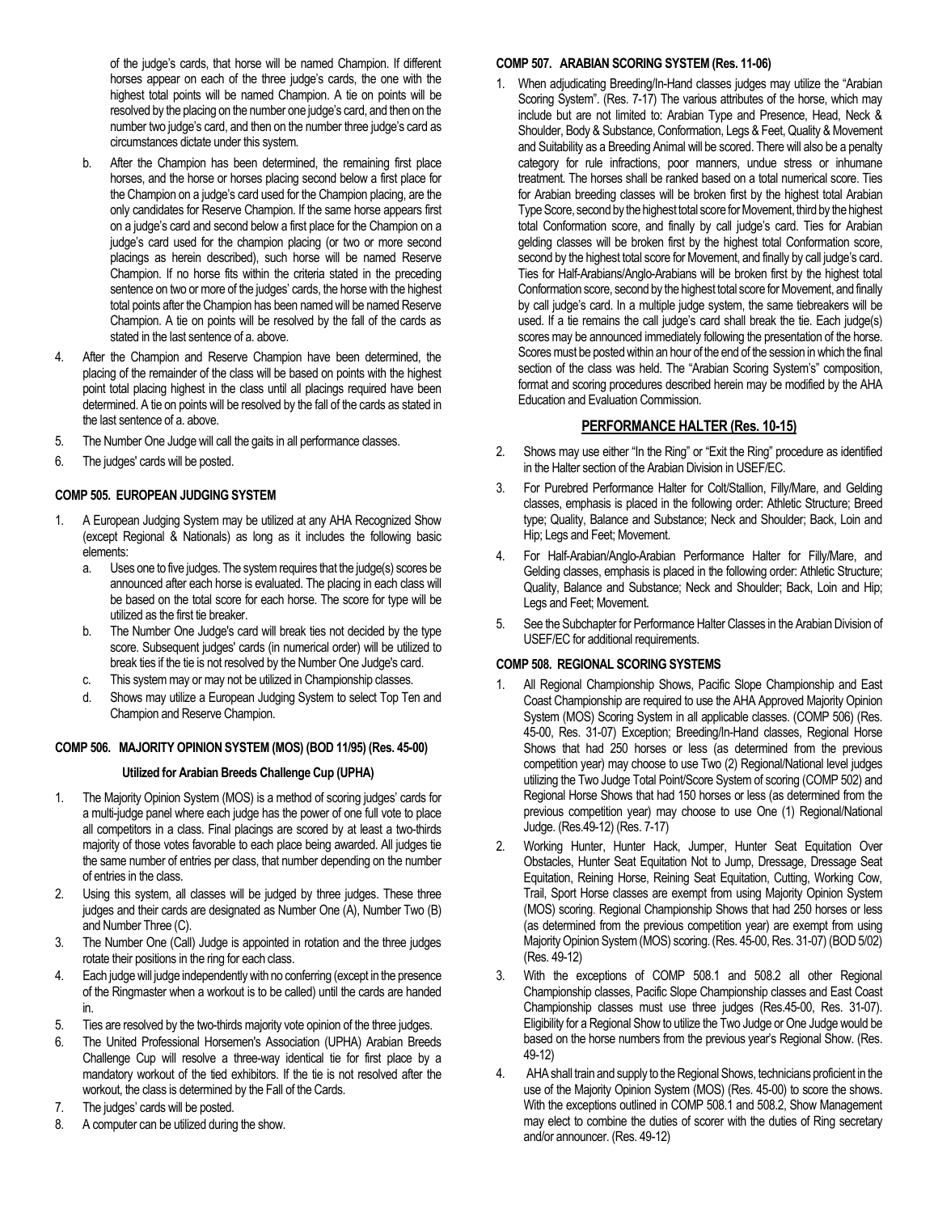of the judge's cards, that horse will be named Champion. If different horses appear on each of the three judge's cards, the one with the highest total points will be named Champion. A tie on points will be resolved by the placing on the number one judge's card, and then on the number two judge's card, and then on the number three judge's card as circumstances dictate under this system.

b. After the Champion has been determined, the remaining first place horses, and the horse or horses placing second below a first place for the Champion on a judge's card used for the Champion placing, are the only candidates for Reserve Champion. If the same horse appears first on a judge's card and second below a first place for the Champion on a judge's card used for the champion placing (or two or more second placings as herein described), such horse will be named Reserve Champion. If no horse fits within the criteria stated in the preceding sentence on two or more of the judges' cards, the horse with the highest total points after the Champion has been named will be named Reserve Champion. A tie on points will be resolved by the fall of the cards as stated in the last sentence of a. above.

4. After the Champion and Reserve Champion have been determined, the placing of the remainder of the class will be based on points with the highest point total placing highest in the class until all placings required have been determined. A tie on points will be resolved by the fall of the cards as stated in the last sentence of a. above.
5. The Number One Judge will call the gaits in all performance classes.
6. The judges' cards will be posted.

### COMP 505. EUROPEAN JUDGING SYSTEM

1. A European Judging System may be utilized at any AHA Recognized Show (except Regional & Nationals) as long as it includes the following basic elements:
   a. Uses one to five judges. The system requires that the judge(s) scores be announced after each horse is evaluated. The placing in each class will be based on the total score for each horse. The score for type will be utilized as the first tie breaker.
   b. The Number One Judge's card will break ties not decided by the type score. Subsequent judges' cards (in numerical order) will be utilized to break ties if the tie is not resolved by the Number One Judge's card.
   c. This system may or may not be utilized in Championship classes.
   d. Shows may utilize a European Judging System to select Top Ten and Champion and Reserve Champion.

### COMP 506. MAJORITY OPINION SYSTEM (MOS) (BOD 11/95) (Res. 45-00)

**Utilized for Arabian Breeds Challenge Cup (UPHA)**

1. The Majority Opinion System (MOS) is a method of scoring judges' cards for a multi-judge panel where each judge has the power of one full vote to place all competitors in a class. Final placings are scored by at least a two-thirds majority of those votes favorable to each place being awarded. All judges tie the same number of entries per class, that number depending on the number of entries in the class.
2. Using this system, all classes will be judged by three judges. These three judges and their cards are designated as Number One (A), Number Two (B) and Number Three (C).
3. The Number One (Call) Judge is appointed in rotation and the three judges rotate their positions in the ring for each class.
4. Each judge will judge independently with no conferring (except in the presence of the Ringmaster when a workout is to be called) until the cards are handed in.
5. Ties are resolved by the two-thirds majority vote opinion of the three judges.
6. The United Professional Horsemen's Association (UPHA) Arabian Breeds Challenge Cup will resolve a three-way identical tie for first place by a mandatory workout of the tied exhibitors. If the tie is not resolved after the workout, the class is determined by the Fall of the Cards.
7. The judges' cards will be posted.
8. A computer can be utilized during the show.

### COMP 507. ARABIAN SCORING SYSTEM (Res. 11-06)

1. When adjudicating Breeding/In-Hand classes judges may utilize the "Arabian Scoring System". (Res. 7-17) The various attributes of the horse, which may include but are not limited to: Arabian Type and Presence, Head, Neck & Shoulder, Body & Substance, Conformation, Legs & Feet, Quality & Movement and Suitability as a Breeding Animal will be scored. There will also be a penalty category for rule infractions, poor manners, undue stress or inhumane treatment. The horses shall be ranked based on a total numerical score. Ties for Arabian breeding classes will be broken first by the highest total Arabian Type Score, second by the highest total score for Movement, third by the highest total Conformation score, and finally by call judge's card. Ties for Arabian gelding classes will be broken first by the highest total Conformation score, second by the highest total score for Movement, and finally by call judge's card. Ties for Half-Arabians/Anglo-Arabians will be broken first by the highest total Conformation score, second by the highest total score for Movement, and finally by call judge's card. In a multiple judge system, the same tiebreakers will be used. If a tie remains the call judge's card shall break the tie. Each judge(s) scores may be announced immediately following the presentation of the horse. Scores must be posted within an hour of the end of the session in which the final section of the class was held. The "Arabian Scoring System's" composition, format and scoring procedures described herein may be modified by the AHA Education and Evaluation Commission.

## PERFORMANCE HALTER (Res. 10-15)

2. Shows may use either "In the Ring" or "Exit the Ring" procedure as identified in the Halter section of the Arabian Division in USEF/EC.
3. For Purebred Performance Halter for Colt/Stallion, Filly/Mare, and Gelding classes, emphasis is placed in the following order: Athletic Structure; Breed type; Quality, Balance and Substance; Neck and Shoulder; Back, Loin and Hip; Legs and Feet; Movement.
4. For Half-Arabian/Anglo-Arabian Performance Halter for Filly/Mare, and Gelding classes, emphasis is placed in the following order: Athletic Structure; Quality, Balance and Substance; Neck and Shoulder; Back, Loin and Hip; Legs and Feet; Movement.
5. See the Subchapter for Performance Halter Classes in the Arabian Division of USEF/EC for additional requirements.

### COMP 508. REGIONAL SCORING SYSTEMS

1. All Regional Championship Shows, Pacific Slope Championship and East Coast Championship are required to use the AHA Approved Majority Opinion System (MOS) Scoring System in all applicable classes. (COMP 506) (Res. 45-00, Res. 31-07) Exception; Breeding/In-Hand classes, Regional Horse Shows that had 250 horses or less (as determined from the previous competition year) may choose to use Two (2) Regional/National level judges utilizing the Two Judge Total Point/Score System of scoring (COMP 502) and Regional Horse Shows that had 150 horses or less (as determined from the previous competition year) may choose to use One (1) Regional/National Judge. (Res.49-12) (Res. 7-17)
2. Working Hunter, Hunter Hack, Jumper, Hunter Seat Equitation Over Obstacles, Hunter Seat Equitation Not to Jump, Dressage, Dressage Seat Equitation, Reining Horse, Reining Seat Equitation, Cutting, Working Cow, Trail, Sport Horse classes are exempt from using Majority Opinion System (MOS) scoring. Regional Championship Shows that had 250 horses or less (as determined from the previous competition year) are exempt from using Majority Opinion System (MOS) scoring. (Res. 45-00, Res. 31-07) (BOD 5/02) (Res. 49-12)
3. With the exceptions of COMP 508.1 and 508.2 all other Regional Championship classes, Pacific Slope Championship classes and East Coast Championship classes must use three judges (Res.45-00, Res. 31-07). Eligibility for a Regional Show to utilize the Two Judge or One Judge would be based on the horse numbers from the previous year's Regional Show. (Res. 49-12)
4. AHA shall train and supply to the Regional Shows, technicians proficient in the use of the Majority Opinion System (MOS) (Res. 45-00) to score the shows. With the exceptions outlined in COMP 508.1 and 508.2, Show Management may elect to combine the duties of scorer with the duties of Ring secretary and/or announcer. (Res. 49-12)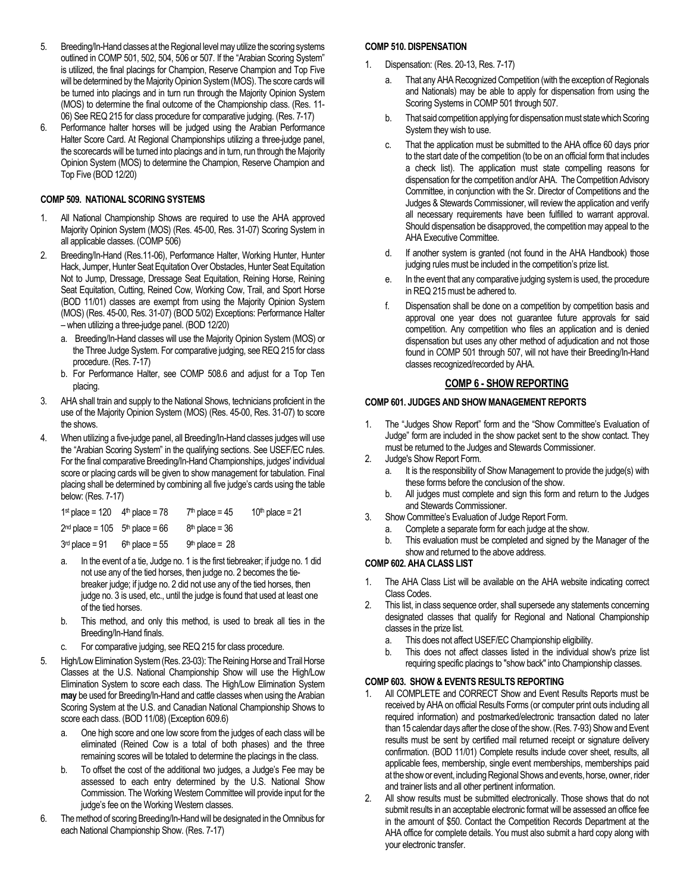5. Breeding/In-Hand classes at the Regional level may utilize the scoring systems outlined in COMP 501, 502, 504, 506 or 507. If the "Arabian Scoring System" is utilized, the final placings for Champion, Reserve Champion and Top Five will be determined by the Majority Opinion System (MOS). The score cards will be turned into placings and in turn run through the Majority Opinion System (MOS) to determine the final outcome of the Championship class. (Res. 11-06) See REQ 215 for class procedure for comparative judging. (Res. 7-17)
6. Performance halter horses will be judged using the Arabian Performance Halter Score Card. At Regional Championships utilizing a three-judge panel, the scorecards will be turned into placings and in turn, run through the Majority Opinion System (MOS) to determine the Champion, Reserve Champion and Top Five (BOD 12/20)

### COMP 509. NATIONAL SCORING SYSTEMS

1. All National Championship Shows are required to use the AHA approved Majority Opinion System (MOS) (Res. 45-00, Res. 31-07) Scoring System in all applicable classes. (COMP 506)
2. Breeding/In-Hand (Res.11-06), Performance Halter, Working Hunter, Hunter Hack, Jumper, Hunter Seat Equitation Over Obstacles, Hunter Seat Equitation Not to Jump, Dressage, Dressage Seat Equitation, Reining Horse, Reining Seat Equitation, Cutting, Reined Cow, Working Cow, Trail, and Sport Horse (BOD 11/01) classes are exempt from using the Majority Opinion System (MOS) (Res. 45-00, Res. 31-07) (BOD 5/02) Exceptions: Performance Halter – when utilizing a three-judge panel. (BOD 12/20)
   a. Breeding/In-Hand classes will use the Majority Opinion System (MOS) or the Three Judge System. For comparative judging, see REQ 215 for class procedure. (Res. 7-17)
   b. For Performance Halter, see COMP 508.6 and adjust for a Top Ten placing.
3. AHA shall train and supply to the National Shows, technicians proficient in the use of the Majority Opinion System (MOS) (Res. 45-00, Res. 31-07) to score the shows.
4. When utilizing a five-judge panel, all Breeding/In-Hand classes judges will use the "Arabian Scoring System" in the qualifying sections. See USEF/EC rules. For the final comparative Breeding/In-Hand Championships, judges' individual score or placing cards will be given to show management for tabulation. Final placing shall be determined by combining all five judge's cards using the table below: (Res. 7-17)

| | | | |
|---|---|---|---|
| 1st place = 120 | 4th place = 78 | 7th place = 45 | 10th place = 21 |
| 2nd place = 105 | 5th place = 66 | 8th place = 36 | |
| 3rd place = 91 | 6th place = 55 | 9th place = 28 | |

   a. In the event of a tie, Judge no. 1 is the first tiebreaker; if judge no. 1 did not use any of the tied horses, then judge no. 2 becomes the tie-breaker judge; if judge no. 2 did not use any of the tied horses, then judge no. 3 is used, etc., until the judge is found that used at least one of the tied horses.
   b. This method, and only this method, is used to break all ties in the Breeding/In-Hand finals.
   c. For comparative judging, see REQ 215 for class procedure.
5. High/Low Elimination System (Res. 23-03): The Reining Horse and Trail Horse Classes at the U.S. National Championship Show will use the High/Low Elimination System to score each class. The High/Low Elimination System **may** be used for Breeding/In-Hand and cattle classes when using the Arabian Scoring System at the U.S. and Canadian National Championship Shows to score each class. (BOD 11/08) (Exception 609.6)
   a. One high score and one low score from the judges of each class will be eliminated (Reined Cow is a total of both phases) and the three remaining scores will be totaled to determine the placings in the class.
   b. To offset the cost of the additional two judges, a Judge's Fee may be assessed to each entry determined by the U.S. National Show Commission. The Working Western Committee will provide input for the judge's fee on the Working Western classes.
6. The method of scoring Breeding/In-Hand will be designated in the Omnibus for each National Championship Show. (Res. 7-17)

### COMP 510. DISPENSATION

1. Dispensation: (Res. 20-13, Res. 7-17)
   a. That any AHA Recognized Competition (with the exception of Regionals and Nationals) may be able to apply for dispensation from using the Scoring Systems in COMP 501 through 507.
   b. That said competition applying for dispensation must state which Scoring System they wish to use.
   c. That the application must be submitted to the AHA office 60 days prior to the start date of the competition (to be on an official form that includes a check list). The application must state compelling reasons for dispensation for the competition and/or AHA. The Competition Advisory Committee, in conjunction with the Sr. Director of Competitions and the Judges & Stewards Commissioner, will review the application and verify all necessary requirements have been fulfilled to warrant approval. Should dispensation be disapproved, the competition may appeal to the AHA Executive Committee.
   d. If another system is granted (not found in the AHA Handbook) those judging rules must be included in the competition's prize list.
   e. In the event that any comparative judging system is used, the procedure in REQ 215 must be adhered to.
   f. Dispensation shall be done on a competition by competition basis and approval one year does not guarantee future approvals for said competition. Any competition who files an application and is denied dispensation but uses any other method of adjudication and not those found in COMP 501 through 507, will not have their Breeding/In-Hand classes recognized/recorded by AHA.

## COMP 6 - SHOW REPORTING

### COMP 601. JUDGES AND SHOW MANAGEMENT REPORTS

1. The "Judges Show Report" form and the "Show Committee's Evaluation of Judge" form are included in the show packet sent to the show contact. They must be returned to the Judges and Stewards Commissioner.
2. Judge's Show Report Form.
   a. It is the responsibility of Show Management to provide the judge(s) with these forms before the conclusion of the show.
   b. All judges must complete and sign this form and return to the Judges and Stewards Commissioner.
3. Show Committee's Evaluation of Judge Report Form.
   a. Complete a separate form for each judge at the show.
   b. This evaluation must be completed and signed by the Manager of the show and returned to the above address.

### COMP 602. AHA CLASS LIST

1. The AHA Class List will be available on the AHA website indicating correct Class Codes.
2. This list, in class sequence order, shall supersede any statements concerning designated classes that qualify for Regional and National Championship classes in the prize list.
   a. This does not affect USEF/EC Championship eligibility.
   b. This does not affect classes listed in the individual show's prize list requiring specific placings to "show back" into Championship classes.

### COMP 603. SHOW & EVENTS RESULTS REPORTING

1. All COMPLETE and CORRECT Show and Event Results Reports must be received by AHA on official Results Forms (or computer print outs including all required information) and postmarked/electronic transaction dated no later than 15 calendar days after the close of the show. (Res. 7-93) Show and Event results must be sent by certified mail returned receipt or signature delivery confirmation. (BOD 11/01) Complete results include cover sheet, results, all applicable fees, membership, single event memberships, memberships paid at the show or event, including Regional Shows and events, horse, owner, rider and trainer lists and all other pertinent information.
2. All show results must be submitted electronically. Those shows that do not submit results in an acceptable electronic format will be assessed an office fee in the amount of $50. Contact the Competition Records Department at the AHA office for complete details. You must also submit a hard copy along with your electronic transfer.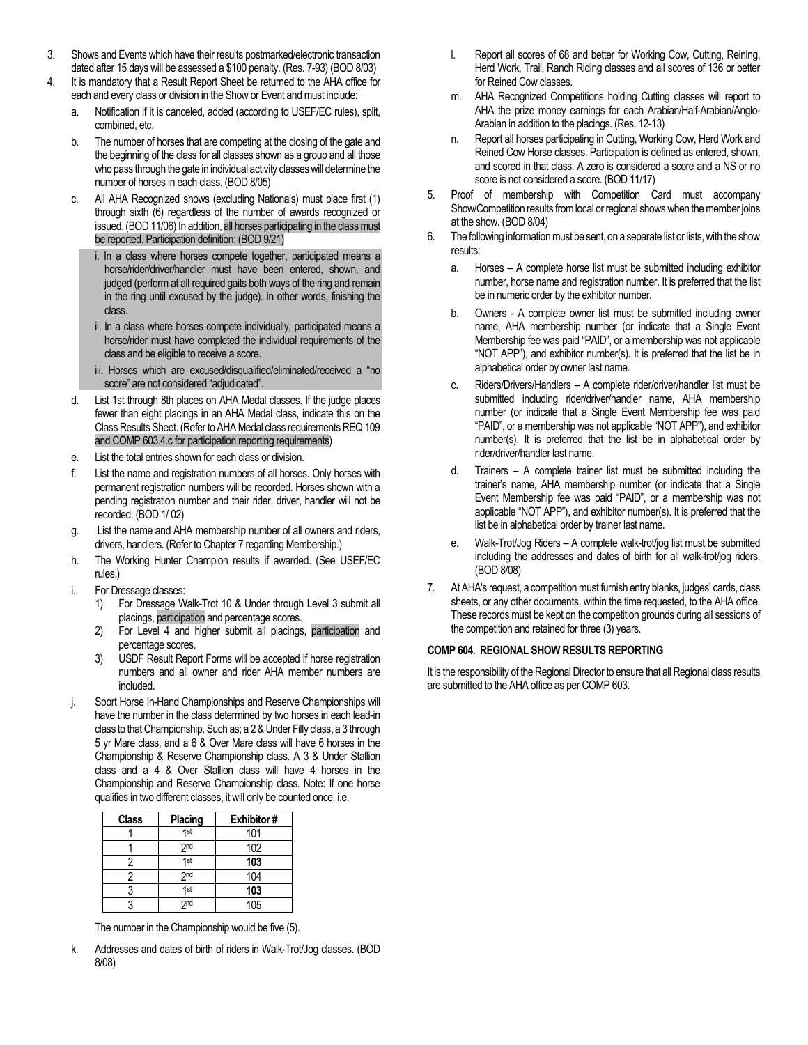3. Shows and Events which have their results postmarked/electronic transaction dated after 15 days will be assessed a $100 penalty. (Res. 7-93) (BOD 8/03)
4. It is mandatory that a Result Report Sheet be returned to the AHA office for each and every class or division in the Show or Event and must include:
   a. Notification if it is canceled, added (according to USEF/EC rules), split, combined, etc.
   b. The number of horses that are competing at the closing of the gate and the beginning of the class for all classes shown as a group and all those who pass through the gate in individual activity classes will determine the number of horses in each class. (BOD 8/05)
   c. All AHA Recognized shows (excluding Nationals) must place first (1) through sixth (6) regardless of the number of awards recognized or issued. (BOD 11/06) In addition, all horses participating in the class must be reported. Participation definition: (BOD 9/21)
      i. In a class where horses compete together, participated means a horse/rider/driver/handler must have been entered, shown, and judged (perform at all required gaits both ways of the ring and remain in the ring until excused by the judge). In other words, finishing the class.
      ii. In a class where horses compete individually, participated means a horse/rider must have completed the individual requirements of the class and be eligible to receive a score.
      iii. Horses which are excused/disqualified/eliminated/received a "no score" are not considered "adjudicated".
   d. List 1st through 8th places on AHA Medal classes. If the judge places fewer than eight placings in an AHA Medal class, indicate this on the Class Results Sheet. (Refer to AHA Medal class requirements REQ 109 and COMP 603.4.c for participation reporting requirements)
   e. List the total entries shown for each class or division.
   f. List the name and registration numbers of all horses. Only horses with permanent registration numbers will be recorded. Horses shown with a pending registration number and their rider, driver, handler will not be recorded. (BOD 1/ 02)
   g. List the name and AHA membership number of all owners and riders, drivers, handlers. (Refer to Chapter 7 regarding Membership.)
   h. The Working Hunter Champion results if awarded. (See USEF/EC rules.)
   i. For Dressage classes:
      1) For Dressage Walk-Trot 10 & Under through Level 3 submit all placings, participation and percentage scores.
      2) For Level 4 and higher submit all placings, participation and percentage scores.
      3) USDF Result Report Forms will be accepted if horse registration numbers and all owner and rider AHA member numbers are included.
   j. Sport Horse In-Hand Championships and Reserve Championships will have the number in the class determined by two horses in each lead-in class to that Championship. Such as; a 2 & Under Filly class, a 3 through 5 yr Mare class, and a 6 & Over Mare class will have 6 horses in the Championship & Reserve Championship class. A 3 & Under Stallion class and a 4 & Over Stallion class will have 4 horses in the Championship and Reserve Championship class. Note: If one horse qualifies in two different classes, it will only be counted once, i.e.

| Class | Placing | Exhibitor # |
|---|---|---|
| 1 | 1st | 101 |
| 1 | 2nd | 102 |
| 2 | 1st | **103** |
| 2 | 2nd | 104 |
| 3 | 1st | **103** |
| 3 | 2nd | 105 |

   The number in the Championship would be five (5).

   k. Addresses and dates of birth of riders in Walk-Trot/Jog classes. (BOD 8/08)
   l. Report all scores of 68 and better for Working Cow, Cutting, Reining, Herd Work, Trail, Ranch Riding classes and all scores of 136 or better for Reined Cow classes.
   m. AHA Recognized Competitions holding Cutting classes will report to AHA the prize money earnings for each Arabian/Half-Arabian/Anglo-Arabian in addition to the placings. (Res. 12-13)
   n. Report all horses participating in Cutting, Working Cow, Herd Work and Reined Cow Horse classes. Participation is defined as entered, shown, and scored in that class. A zero is considered a score and a NS or no score is not considered a score. (BOD 11/17)
5. Proof of membership with Competition Card must accompany Show/Competition results from local or regional shows when the member joins at the show. (BOD 8/04)
6. The following information must be sent, on a separate list or lists, with the show results:
   a. Horses – A complete horse list must be submitted including exhibitor number, horse name and registration number. It is preferred that the list be in numeric order by the exhibitor number.
   b. Owners - A complete owner list must be submitted including owner name, AHA membership number (or indicate that a Single Event Membership fee was paid "PAID", or a membership was not applicable "NOT APP"), and exhibitor number(s). It is preferred that the list be in alphabetical order by owner last name.
   c. Riders/Drivers/Handlers – A complete rider/driver/handler list must be submitted including rider/driver/handler name, AHA membership number (or indicate that a Single Event Membership fee was paid "PAID", or a membership was not applicable "NOT APP"), and exhibitor number(s). It is preferred that the list be in alphabetical order by rider/driver/handler last name.
   d. Trainers – A complete trainer list must be submitted including the trainer's name, AHA membership number (or indicate that a Single Event Membership fee was paid "PAID", or a membership was not applicable "NOT APP"), and exhibitor number(s). It is preferred that the list be in alphabetical order by trainer last name.
   e. Walk-Trot/Jog Riders – A complete walk-trot/jog list must be submitted including the addresses and dates of birth for all walk-trot/jog riders. (BOD 8/08)
7. At AHA's request, a competition must furnish entry blanks, judges' cards, class sheets, or any other documents, within the time requested, to the AHA office. These records must be kept on the competition grounds during all sessions of the competition and retained for three (3) years.

**COMP 604. REGIONAL SHOW RESULTS REPORTING**

It is the responsibility of the Regional Director to ensure that all Regional class results are submitted to the AHA office as per COMP 603.